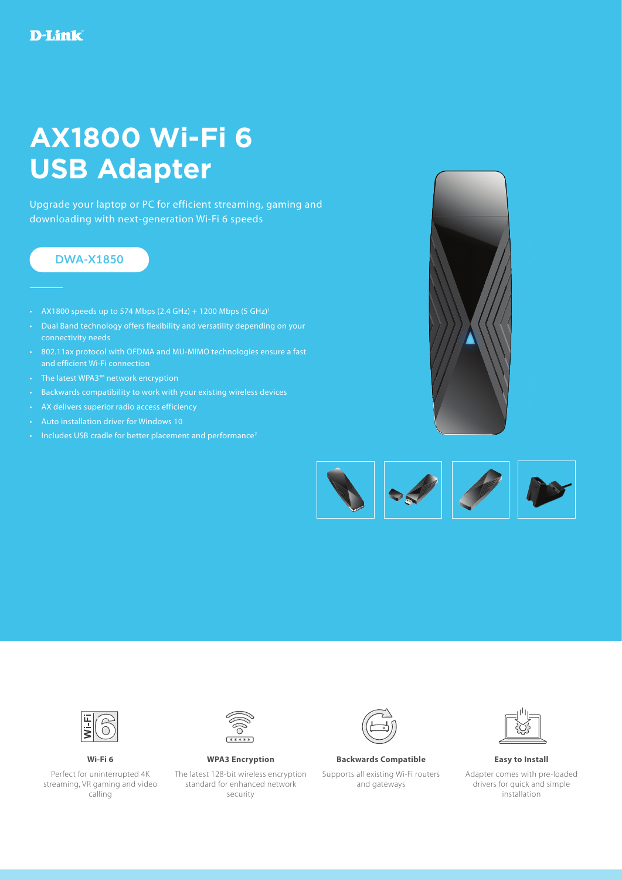D-Link

# AX1800 Wi-Fi 6 USB Adapter

Upgrade your laptop or PC for efficient streaming, gaming and downloading with next-generation Wi-Fi 6 speeds

DWA-X1850

- AX1800 speeds up to 574 Mbps (2.4 GHz) + 1200 Mbps (5 GHz)[1]
- Dual Band technology offers flexibility and versatility depending on your connectivity needs
- 802.11ax protocol with OFDMA and MU-MIMO technologies ensure a fast and efficient Wi-Fi connection
- The latest WPA3™ network encryption
- Backwards compatibility to work with your existing wireless devices
- AX delivers superior radio access efficiency
- Auto installation driver for Windows 10
- Includes USB cradle for better placement and performance[2]

**Wi-Fi 6**

Perfect for uninterrupted 4K streaming, VR gaming and video calling

**WPA3 Encryption**

The latest 128-bit wireless encryption standard for enhanced network security

**Backwards Compatible**

Supports all existing Wi-Fi routers and gateways

**Easy to Install**

Adapter comes with pre-loaded drivers for quick and simple installation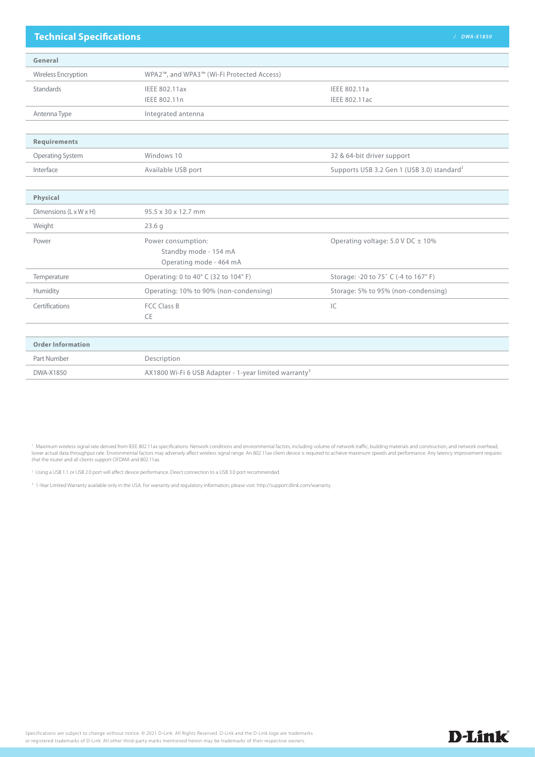## Technical Specifications

/ DWA-X1850

| | | |
|---|---|---|
| **General** | | |
| Wireless Encryption | WPA2™, and WPA3™ (Wi-Fi Protected Access) | |
| Standards | IEEE 802.11ax<br>IEEE 802.11n | IEEE 802.11a<br>IEEE 802.11ac |
| Antenna Type | Integrated antenna | |
| **Requirements** | | |
| Operating System | Windows 10 | 32 & 64-bit driver support |
| Interface | Available USB port | Supports USB 3.2 Gen 1 (USB 3.0) standard[2] |
| **Physical** | | |
| Dimensions (L x W x H) | 95.5 x 30 x 12.7 mm | |
| Weight | 23.6 g | |
| Power | Power consumption:<br>Standby mode - 154 mA<br>Operating mode - 464 mA | Operating voltage: 5.0 V DC ± 10% |
| Temperature | Operating: 0 to 40° C (32 to 104° F) | Storage: -20 to 75˚ C (-4 to 167° F) |
| Humidity | Operating: 10% to 90% (non-condensing) | Storage: 5% to 95% (non-condensing) |
| Certifications | FCC Class B<br>CE | IC |
| **Order Information** | | |
| Part Number | Description | |
| DWA-X1850 | AX1800 Wi-Fi 6 USB Adapter - 1-year limited warranty[3] | |

[1] Maximum wireless signal rate derived from IEEE 802.11ax specifications. Network conditions and environmental factors, including volume of network traffic, building materials and construction, and network overhead, lower actual data throughput rate. Environmental factors may adversely affect wireless signal range. An 802.11ax client device is required to achieve maximum speeds and performance. Any latency improvement requires that the router and all clients support OFDMA and 802.11ax.

[2] Using a USB 1.1 or USB 2.0 port will affect device performance. Direct connection to a USB 3.0 port recommended.

[3] 1-Year Limited Warranty available only in the USA. For warranty and regulatory information, please visit: http://support.dlink.com/warranty.

Specifications are subject to change without notice. © 2021 D-Link. All Rights Reserved. D-Link and the D-Link logo are trademarks or registered trademarks of D-Link. All other third-party marks mentioned herein may be trademarks of their respective owners.